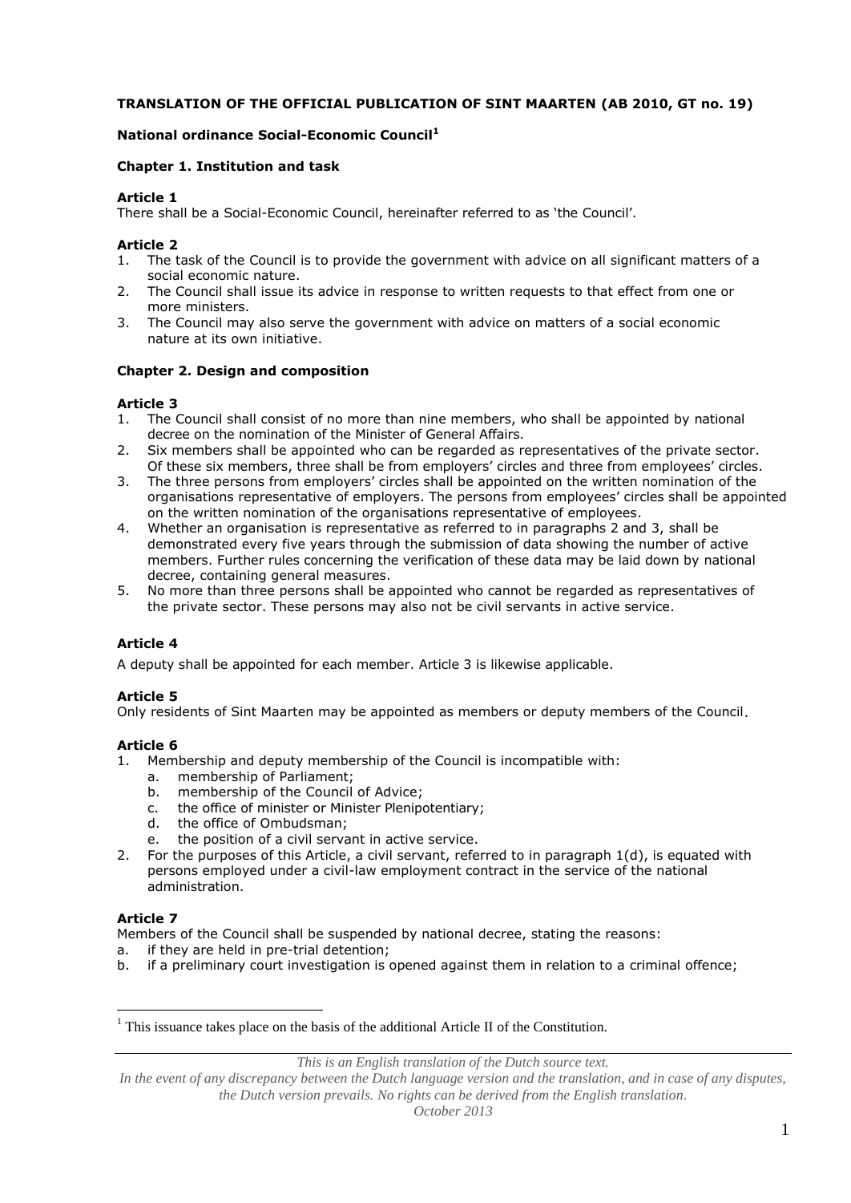**TRANSLATION OF THE OFFICIAL PUBLICATION OF SINT MAARTEN (AB 2010, GT no. 19)**

**National ordinance Social-Economic Council[1]**

### Chapter 1. Institution and task

**Article 1**

There shall be a Social-Economic Council, hereinafter referred to as 'the Council'.

**Article 2**

1. The task of the Council is to provide the government with advice on all significant matters of a social economic nature.
2. The Council shall issue its advice in response to written requests to that effect from one or more ministers.
3. The Council may also serve the government with advice on matters of a social economic nature at its own initiative.

### Chapter 2. Design and composition

**Article 3**

1. The Council shall consist of no more than nine members, who shall be appointed by national decree on the nomination of the Minister of General Affairs.
2. Six members shall be appointed who can be regarded as representatives of the private sector. Of these six members, three shall be from employers' circles and three from employees' circles.
3. The three persons from employers' circles shall be appointed on the written nomination of the organisations representative of employers. The persons from employees' circles shall be appointed on the written nomination of the organisations representative of employees.
4. Whether an organisation is representative as referred to in paragraphs 2 and 3, shall be demonstrated every five years through the submission of data showing the number of active members. Further rules concerning the verification of these data may be laid down by national decree, containing general measures.
5. No more than three persons shall be appointed who cannot be regarded as representatives of the private sector. These persons may also not be civil servants in active service.

**Article 4**

A deputy shall be appointed for each member. Article 3 is likewise applicable.

**Article 5**

Only residents of Sint Maarten may be appointed as members or deputy members of the Council.

**Article 6**

1. Membership and deputy membership of the Council is incompatible with:
   a. membership of Parliament;
   b. membership of the Council of Advice;
   c. the office of minister or Minister Plenipotentiary;
   d. the office of Ombudsman;
   e. the position of a civil servant in active service.
2. For the purposes of this Article, a civil servant, referred to in paragraph 1(d), is equated with persons employed under a civil-law employment contract in the service of the national administration.

**Article 7**

Members of the Council shall be suspended by national decree, stating the reasons:

a. if they are held in pre-trial detention;
b. if a preliminary court investigation is opened against them in relation to a criminal offence;

[1] This issuance takes place on the basis of the additional Article II of the Constitution.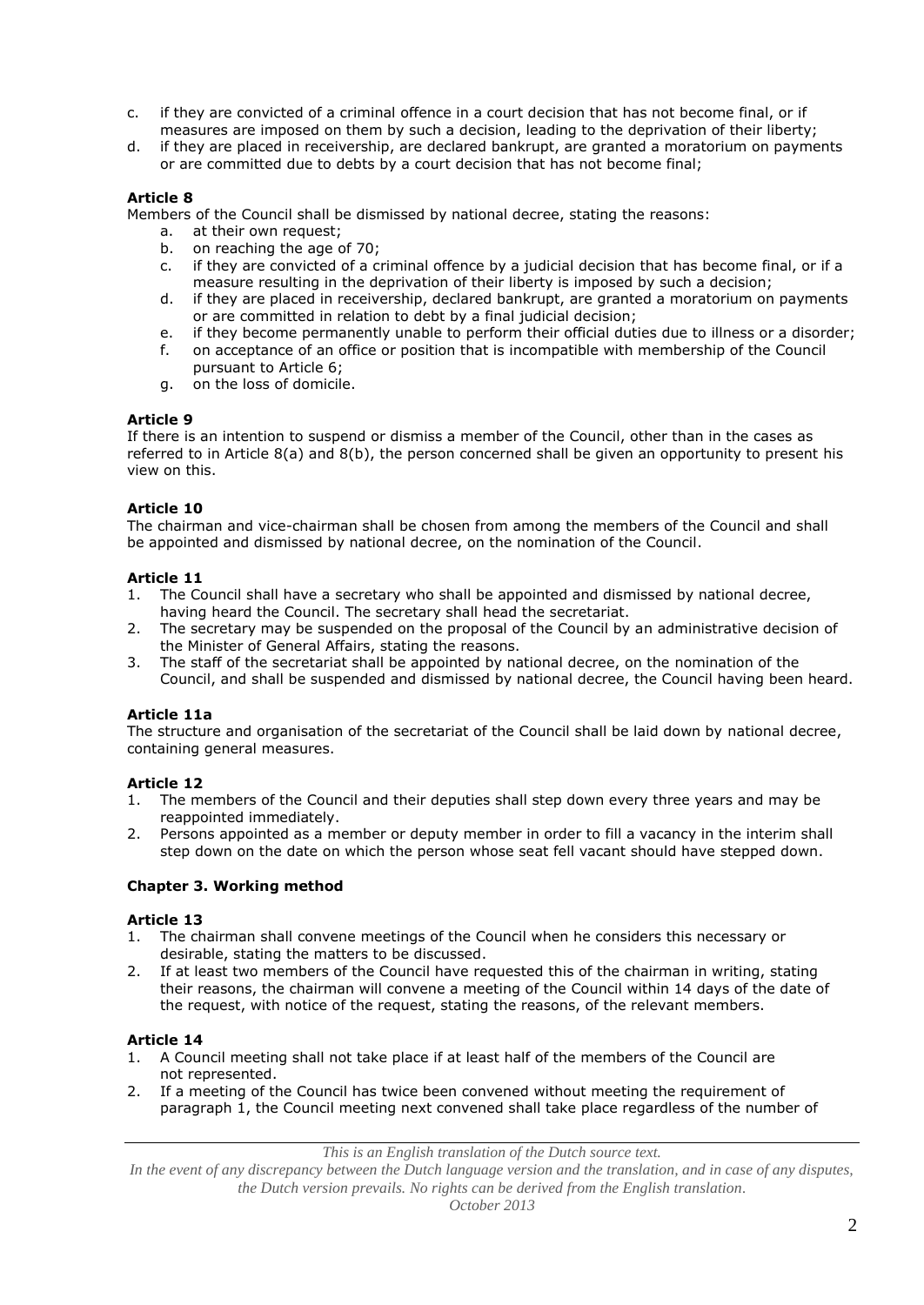c. if they are convicted of a criminal offence in a court decision that has not become final, or if measures are imposed on them by such a decision, leading to the deprivation of their liberty;
d. if they are placed in receivership, are declared bankrupt, are granted a moratorium on payments or are committed due to debts by a court decision that has not become final;

**Article 8**

Members of the Council shall be dismissed by national decree, stating the reasons:

a. at their own request;
b. on reaching the age of 70;
c. if they are convicted of a criminal offence by a judicial decision that has become final, or if a measure resulting in the deprivation of their liberty is imposed by such a decision;
d. if they are placed in receivership, declared bankrupt, are granted a moratorium on payments or are committed in relation to debt by a final judicial decision;
e. if they become permanently unable to perform their official duties due to illness or a disorder;
f. on acceptance of an office or position that is incompatible with membership of the Council pursuant to Article 6;
g. on the loss of domicile.

**Article 9**

If there is an intention to suspend or dismiss a member of the Council, other than in the cases as referred to in Article 8(a) and 8(b), the person concerned shall be given an opportunity to present his view on this.

**Article 10**

The chairman and vice-chairman shall be chosen from among the members of the Council and shall be appointed and dismissed by national decree, on the nomination of the Council.

**Article 11**

1. The Council shall have a secretary who shall be appointed and dismissed by national decree, having heard the Council. The secretary shall head the secretariat.
2. The secretary may be suspended on the proposal of the Council by an administrative decision of the Minister of General Affairs, stating the reasons.
3. The staff of the secretariat shall be appointed by national decree, on the nomination of the Council, and shall be suspended and dismissed by national decree, the Council having been heard.

**Article 11a**

The structure and organisation of the secretariat of the Council shall be laid down by national decree, containing general measures.

**Article 12**

1. The members of the Council and their deputies shall step down every three years and may be reappointed immediately.
2. Persons appointed as a member or deputy member in order to fill a vacancy in the interim shall step down on the date on which the person whose seat fell vacant should have stepped down.

**Chapter 3. Working method**

**Article 13**

1. The chairman shall convene meetings of the Council when he considers this necessary or desirable, stating the matters to be discussed.
2. If at least two members of the Council have requested this of the chairman in writing, stating their reasons, the chairman will convene a meeting of the Council within 14 days of the date of the request, with notice of the request, stating the reasons, of the relevant members.

**Article 14**

1. A Council meeting shall not take place if at least half of the members of the Council are not represented.
2. If a meeting of the Council has twice been convened without meeting the requirement of paragraph 1, the Council meeting next convened shall take place regardless of the number of

*This is an English translation of the Dutch source text.*
*In the event of any discrepancy between the Dutch language version and the translation, and in case of any disputes, the Dutch version prevails. No rights can be derived from the English translation.*
*October 2013*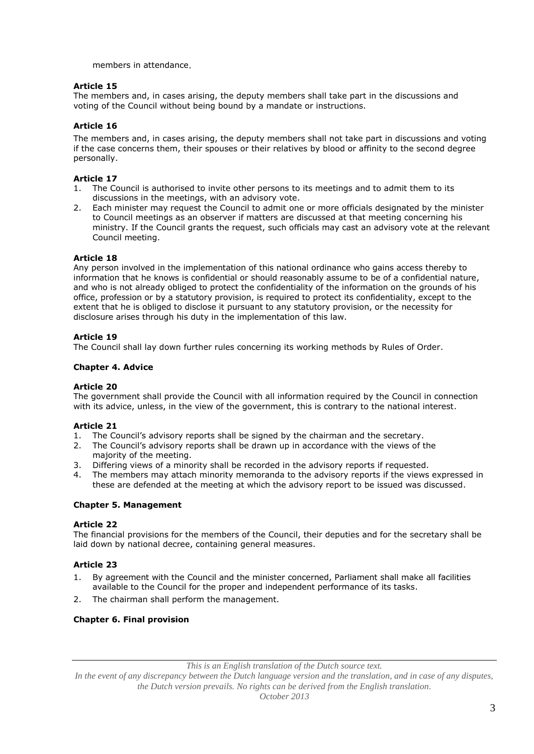members in attendance.

**Article 15**

The members and, in cases arising, the deputy members shall take part in the discussions and voting of the Council without being bound by a mandate or instructions.

**Article 16**

The members and, in cases arising, the deputy members shall not take part in discussions and voting if the case concerns them, their spouses or their relatives by blood or affinity to the second degree personally.

**Article 17**

1. The Council is authorised to invite other persons to its meetings and to admit them to its discussions in the meetings, with an advisory vote.
2. Each minister may request the Council to admit one or more officials designated by the minister to Council meetings as an observer if matters are discussed at that meeting concerning his ministry. If the Council grants the request, such officials may cast an advisory vote at the relevant Council meeting.

**Article 18**

Any person involved in the implementation of this national ordinance who gains access thereby to information that he knows is confidential or should reasonably assume to be of a confidential nature, and who is not already obliged to protect the confidentiality of the information on the grounds of his office, profession or by a statutory provision, is required to protect its confidentiality, except to the extent that he is obliged to disclose it pursuant to any statutory provision, or the necessity for disclosure arises through his duty in the implementation of this law.

**Article 19**

The Council shall lay down further rules concerning its working methods by Rules of Order.

**Chapter 4. Advice**

**Article 20**

The government shall provide the Council with all information required by the Council in connection with its advice, unless, in the view of the government, this is contrary to the national interest.

**Article 21**

1. The Council's advisory reports shall be signed by the chairman and the secretary.
2. The Council's advisory reports shall be drawn up in accordance with the views of the majority of the meeting.
3. Differing views of a minority shall be recorded in the advisory reports if requested.
4. The members may attach minority memoranda to the advisory reports if the views expressed in these are defended at the meeting at which the advisory report to be issued was discussed.

**Chapter 5. Management**

**Article 22**

The financial provisions for the members of the Council, their deputies and for the secretary shall be laid down by national decree, containing general measures.

**Article 23**

1. By agreement with the Council and the minister concerned, Parliament shall make all facilities available to the Council for the proper and independent performance of its tasks.
2. The chairman shall perform the management.

**Chapter 6. Final provision**

*This is an English translation of the Dutch source text.*
*In the event of any discrepancy between the Dutch language version and the translation, and in case of any disputes, the Dutch version prevails. No rights can be derived from the English translation.*
*October 2013*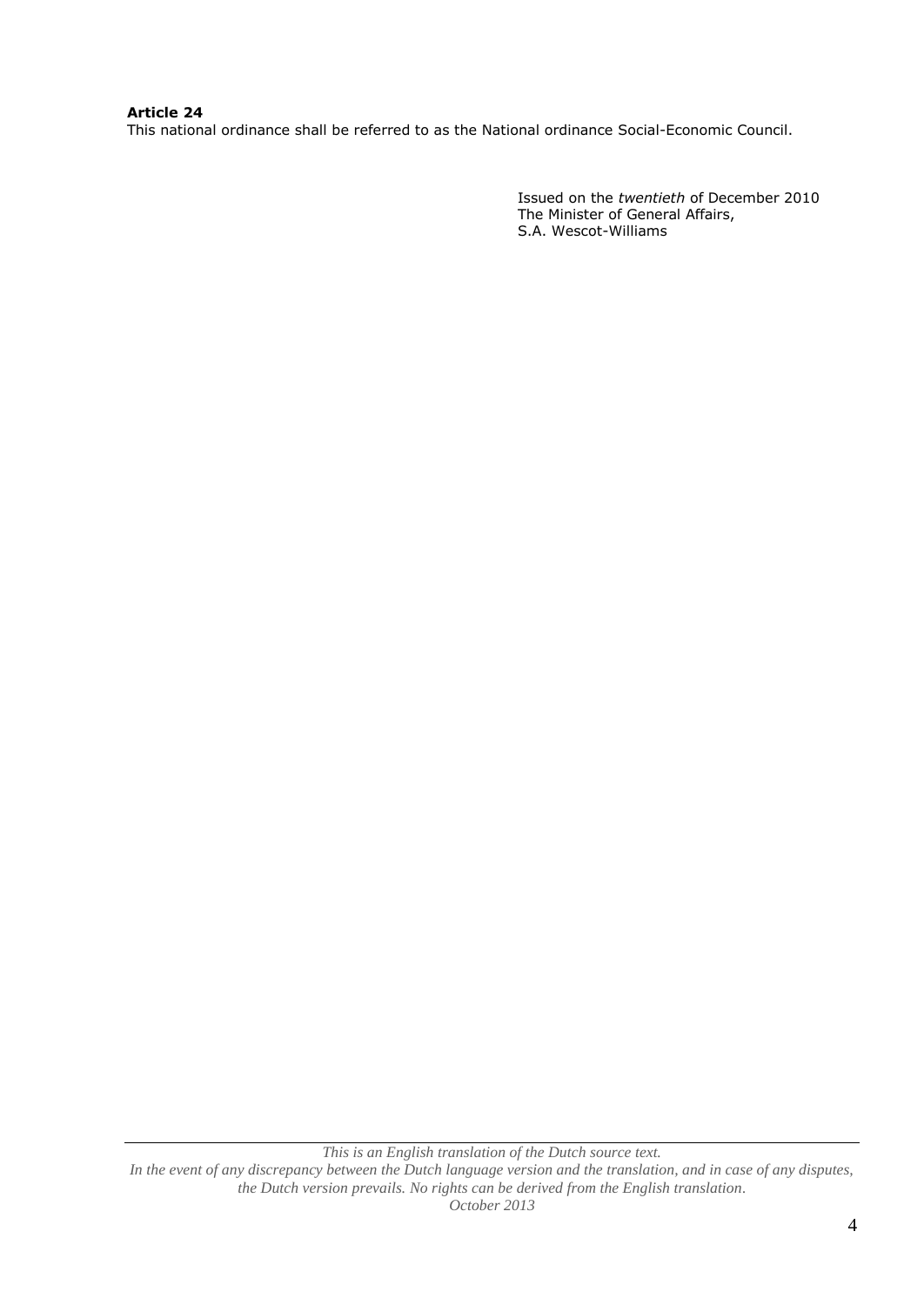**Article 24**
This national ordinance shall be referred to as the National ordinance Social-Economic Council.

Issued on the *twentieth* of December 2010
The Minister of General Affairs,
S.A. Wescot-Williams

*This is an English translation of the Dutch source text.*
*In the event of any discrepancy between the Dutch language version and the translation, and in case of any disputes, the Dutch version prevails. No rights can be derived from the English translation.*
*October 2013*